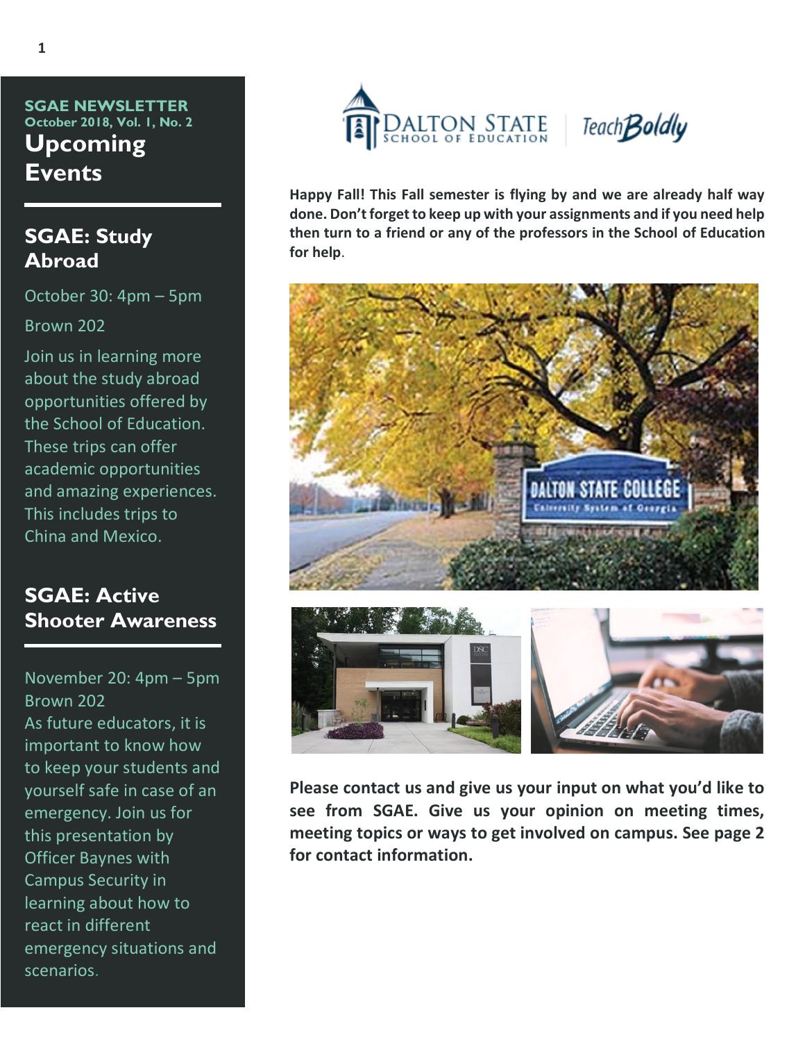**SGAE NEWSLETTER**
**October 2018, Vol. 1, No. 2**

# Upcoming Events

## SGAE: Study Abroad

October 30: 4pm – 5pm

Brown 202

Join us in learning more about the study abroad opportunities offered by the School of Education. These trips can offer academic opportunities and amazing experiences. This includes trips to China and Mexico.

## SGAE: Active Shooter Awareness

November 20: 4pm – 5pm
Brown 202
As future educators, it is important to know how to keep your students and yourself safe in case of an emergency. Join us for this presentation by Officer Baynes with Campus Security in learning about how to react in different emergency situations and scenarios.

DALTON STATE SCHOOL OF EDUCATION | TeachBoldly

**Happy Fall! This Fall semester is flying by and we are already half way done. Don't forget to keep up with your assignments and if you need help then turn to a friend or any of the professors in the School of Education for help**.

**Please contact us and give us your input on what you'd like to see from SGAE. Give us your opinion on meeting times, meeting topics or ways to get involved on campus. See page 2 for contact information.**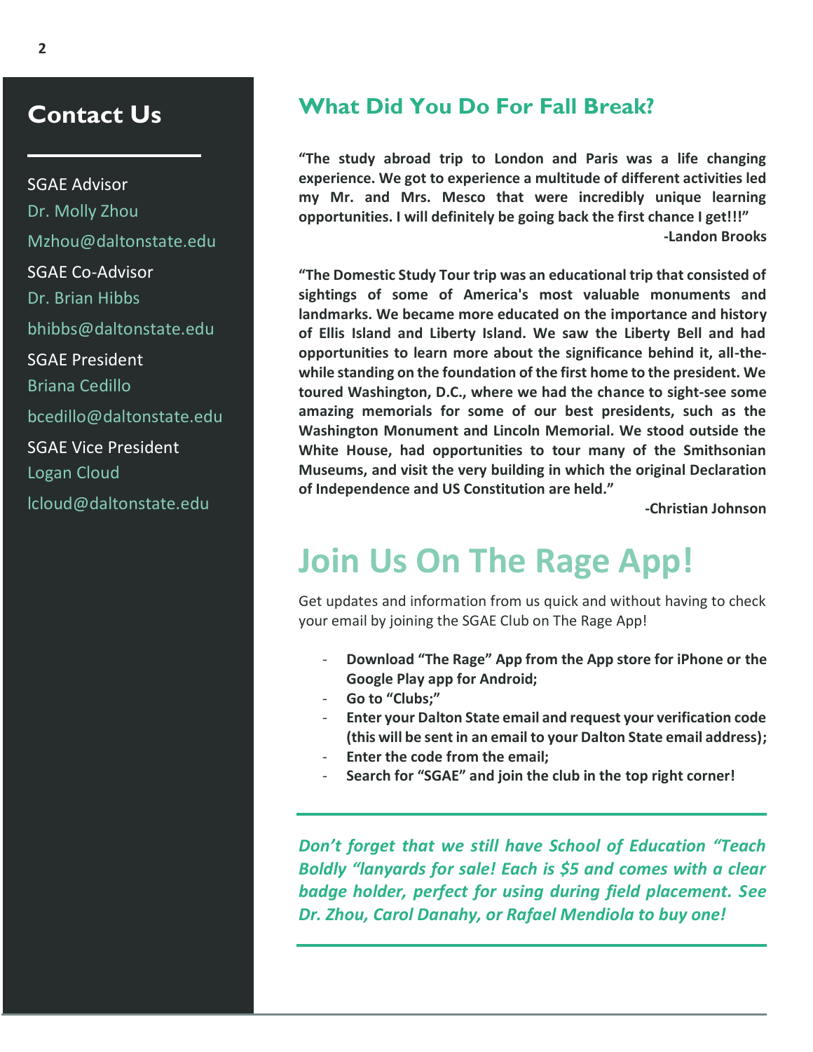## Contact Us

SGAE Advisor
Dr. Molly Zhou
Mzhou@daltonstate.edu

SGAE Co-Advisor
Dr. Brian Hibbs
bhibbs@daltonstate.edu

SGAE President
Briana Cedillo
bcedillo@daltonstate.edu

SGAE Vice President
Logan Cloud
lcloud@daltonstate.edu

## What Did You Do For Fall Break?

**"The study abroad trip to London and Paris was a life changing experience. We got to experience a multitude of different activities led my Mr. and Mrs. Mesco that were incredibly unique learning opportunities. I will definitely be going back the first chance I get!!!"**

**-Landon Brooks**

**"The Domestic Study Tour trip was an educational trip that consisted of sightings of some of America's most valuable monuments and landmarks. We became more educated on the importance and history of Ellis Island and Liberty Island. We saw the Liberty Bell and had opportunities to learn more about the significance behind it, all-the-while standing on the foundation of the first home to the president. We toured Washington, D.C., where we had the chance to sight-see some amazing memorials for some of our best presidents, such as the Washington Monument and Lincoln Memorial. We stood outside the White House, had opportunities to tour many of the Smithsonian Museums, and visit the very building in which the original Declaration of Independence and US Constitution are held."**

**-Christian Johnson**

# Join Us On The Rage App!

Get updates and information from us quick and without having to check your email by joining the SGAE Club on The Rage App!

- **Download "The Rage" App from the App store for iPhone or the Google Play app for Android;**
- **Go to "Clubs;"**
- **Enter your Dalton State email and request your verification code (this will be sent in an email to your Dalton State email address);**
- **Enter the code from the email;**
- **Search for "SGAE" and join the club in the top right corner!**

***Don't forget that we still have School of Education "Teach Boldly "lanyards for sale! Each is $5 and comes with a clear badge holder, perfect for using during field placement. See Dr. Zhou, Carol Danahy, or Rafael Mendiola to buy one!***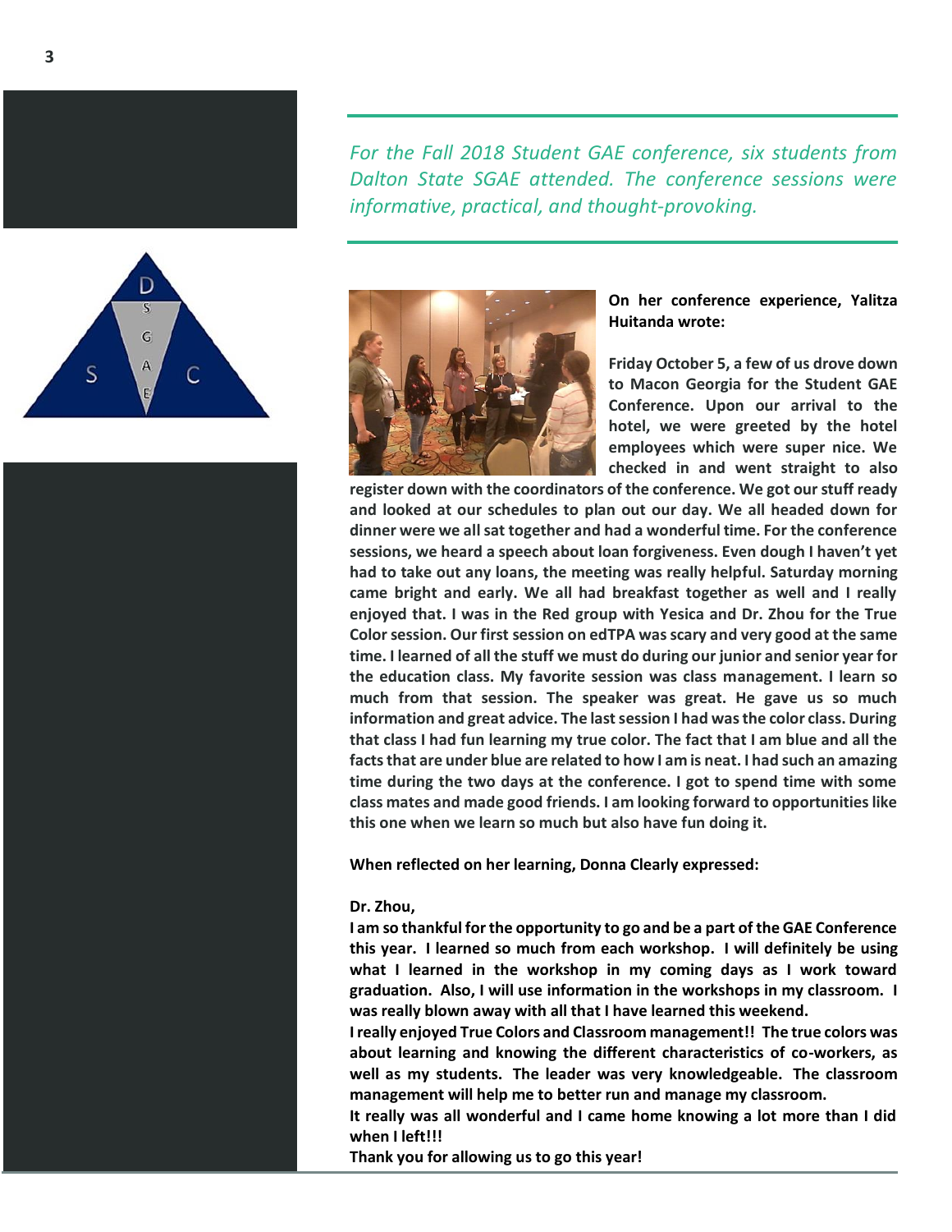*For the Fall 2018 Student GAE conference, six students from Dalton State SGAE attended. The conference sessions were informative, practical, and thought-provoking.*

**On her conference experience, Yalitza Huitanda wrote:**

**Friday October 5, a few of us drove down to Macon Georgia for the Student GAE Conference. Upon our arrival to the hotel, we were greeted by the hotel employees which were super nice. We checked in and went straight to also register down with the coordinators of the conference. We got our stuff ready and looked at our schedules to plan out our day. We all headed down for dinner were we all sat together and had a wonderful time. For the conference sessions, we heard a speech about loan forgiveness. Even dough I haven't yet had to take out any loans, the meeting was really helpful. Saturday morning came bright and early. We all had breakfast together as well and I really enjoyed that. I was in the Red group with Yesica and Dr. Zhou for the True Color session. Our first session on edTPA was scary and very good at the same time. I learned of all the stuff we must do during our junior and senior year for the education class. My favorite session was class management. I learn so much from that session. The speaker was great. He gave us so much information and great advice. The last session I had was the color class. During that class I had fun learning my true color. The fact that I am blue and all the facts that are under blue are related to how I am is neat. I had such an amazing time during the two days at the conference. I got to spend time with some class mates and made good friends. I am looking forward to opportunities like this one when we learn so much but also have fun doing it.**

**When reflected on her learning, Donna Clearly expressed:**

**Dr. Zhou,**

**I am so thankful for the opportunity to go and be a part of the GAE Conference this year. I learned so much from each workshop. I will definitely be using what I learned in the workshop in my coming days as I work toward graduation. Also, I will use information in the workshops in my classroom. I was really blown away with all that I have learned this weekend.**

**I really enjoyed True Colors and Classroom management!! The true colors was about learning and knowing the different characteristics of co-workers, as well as my students. The leader was very knowledgeable. The classroom management will help me to better run and manage my classroom.**

**It really was all wonderful and I came home knowing a lot more than I did when I left!!!**

**Thank you for allowing us to go this year!**